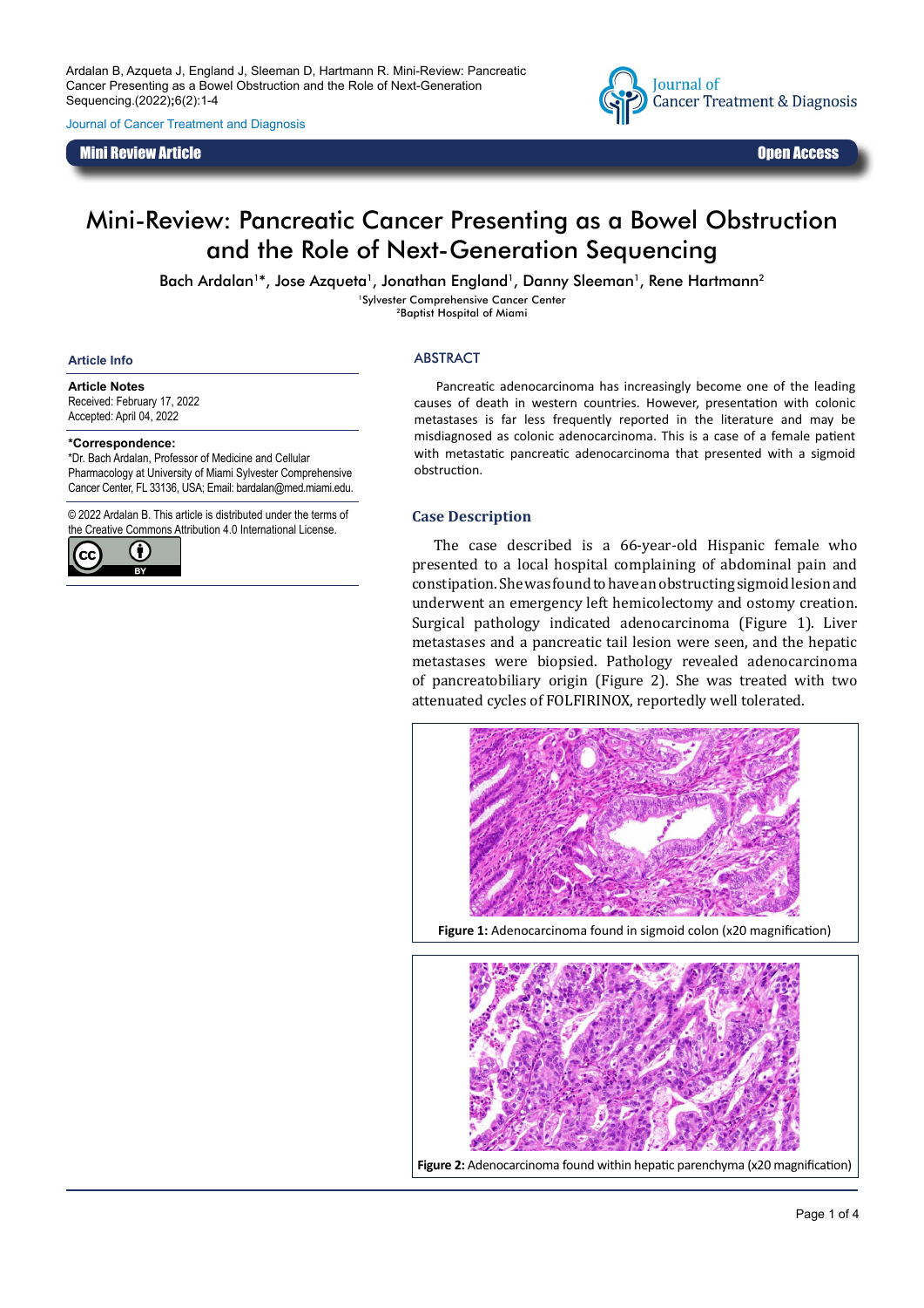# Mini-Review: Pancreatic Cancer Presenting as a Bowel Obstruction and the Role of Next-Generation Sequencing

Bach Ardalan[1]*, Jose Azqueta[1], Jonathan England[1], Danny Sleeman[1], Rene Hartmann[2]

[1]Sylvester Comprehensive Cancer Center
[2]Baptist Hospital of Miami

**Mini Review Article** | **Open Access**

### Article Info

**Article Notes**
Received: February 17, 2022
Accepted: April 04, 2022

**\*Correspondence:**
*Dr. Bach Ardalan, Professor of Medicine and Cellular Pharmacology at University of Miami Sylvester Comprehensive Cancer Center, FL 33136, USA; Email: bardalan@med.miami.edu.

© 2022 Ardalan B. This article is distributed under the terms of the Creative Commons Attribution 4.0 International License.

## ABSTRACT

Pancreatic adenocarcinoma has increasingly become one of the leading causes of death in western countries. However, presentation with colonic metastases is far less frequently reported in the literature and may be misdiagnosed as colonic adenocarcinoma. This is a case of a female patient with metastatic pancreatic adenocarcinoma that presented with a sigmoid obstruction.

## Case Description

The case described is a 66-year-old Hispanic female who presented to a local hospital complaining of abdominal pain and constipation. She was found to have an obstructing sigmoid lesion and underwent an emergency left hemicolectomy and ostomy creation. Surgical pathology indicated adenocarcinoma (Figure 1). Liver metastases and a pancreatic tail lesion were seen, and the hepatic metastases were biopsied. Pathology revealed adenocarcinoma of pancreatobiliary origin (Figure 2). She was treated with two attenuated cycles of FOLFIRINOX, reportedly well tolerated.

**Figure 1:** Adenocarcinoma found in sigmoid colon (x20 magnification)

**Figure 2:** Adenocarcinoma found within hepatic parenchyma (x20 magnification)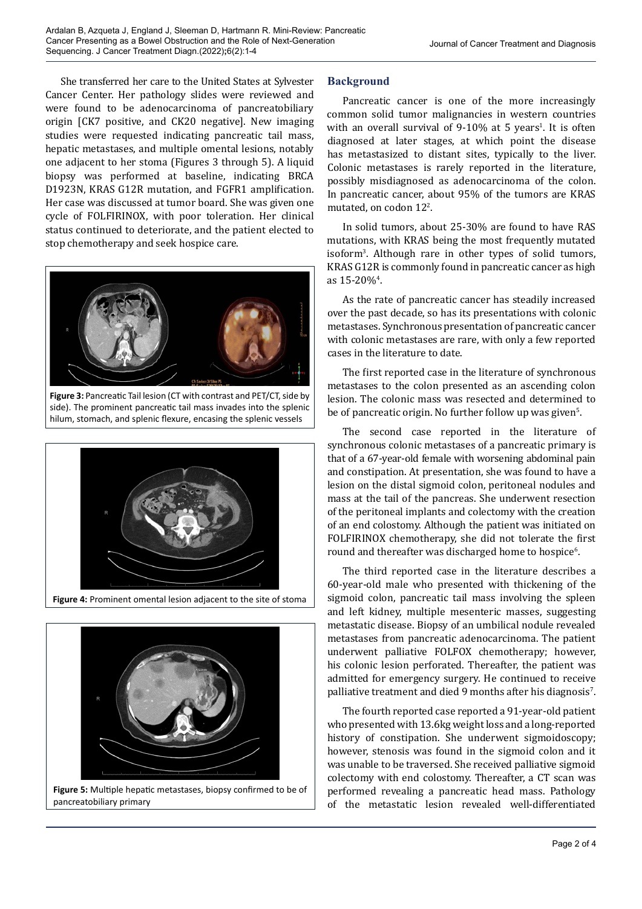She transferred her care to the United States at Sylvester Cancer Center. Her pathology slides were reviewed and were found to be adenocarcinoma of pancreatobiliary origin [CK7 positive, and CK20 negative]. New imaging studies were requested indicating pancreatic tail mass, hepatic metastases, and multiple omental lesions, notably one adjacent to her stoma (Figures 3 through 5). A liquid biopsy was performed at baseline, indicating BRCA D1923N, KRAS G12R mutation, and FGFR1 amplification. Her case was discussed at tumor board. She was given one cycle of FOLFIRINOX, with poor toleration. Her clinical status continued to deteriorate, and the patient elected to stop chemotherapy and seek hospice care.

**Figure 3:** Pancreatic Tail lesion (CT with contrast and PET/CT, side by side). The prominent pancreatic tail mass invades into the splenic hilum, stomach, and splenic flexure, encasing the splenic vessels

**Figure 4:** Prominent omental lesion adjacent to the site of stoma

**Figure 5:** Multiple hepatic metastases, biopsy confirmed to be of pancreatobiliary primary

## Background

Pancreatic cancer is one of the more increasingly common solid tumor malignancies in western countries with an overall survival of 9-10% at 5 years[1]. It is often diagnosed at later stages, at which point the disease has metastasized to distant sites, typically to the liver. Colonic metastases is rarely reported in the literature, possibly misdiagnosed as adenocarcinoma of the colon. In pancreatic cancer, about 95% of the tumors are KRAS mutated, on codon 12[2].

In solid tumors, about 25-30% are found to have RAS mutations, with KRAS being the most frequently mutated isoform[3]. Although rare in other types of solid tumors, KRAS G12R is commonly found in pancreatic cancer as high as 15-20%[4].

As the rate of pancreatic cancer has steadily increased over the past decade, so has its presentations with colonic metastases. Synchronous presentation of pancreatic cancer with colonic metastases are rare, with only a few reported cases in the literature to date.

The first reported case in the literature of synchronous metastases to the colon presented as an ascending colon lesion. The colonic mass was resected and determined to be of pancreatic origin. No further follow up was given[5].

The second case reported in the literature of synchronous colonic metastases of a pancreatic primary is that of a 67-year-old female with worsening abdominal pain and constipation. At presentation, she was found to have a lesion on the distal sigmoid colon, peritoneal nodules and mass at the tail of the pancreas. She underwent resection of the peritoneal implants and colectomy with the creation of an end colostomy. Although the patient was initiated on FOLFIRINOX chemotherapy, she did not tolerate the first round and thereafter was discharged home to hospice[6].

The third reported case in the literature describes a 60-year-old male who presented with thickening of the sigmoid colon, pancreatic tail mass involving the spleen and left kidney, multiple mesenteric masses, suggesting metastatic disease. Biopsy of an umbilical nodule revealed metastases from pancreatic adenocarcinoma. The patient underwent palliative FOLFOX chemotherapy; however, his colonic lesion perforated. Thereafter, the patient was admitted for emergency surgery. He continued to receive palliative treatment and died 9 months after his diagnosis[7].

The fourth reported case reported a 91-year-old patient who presented with 13.6kg weight loss and a long-reported history of constipation. She underwent sigmoidoscopy; however, stenosis was found in the sigmoid colon and it was unable to be traversed. She received palliative sigmoid colectomy with end colostomy. Thereafter, a CT scan was performed revealing a pancreatic head mass. Pathology of the metastatic lesion revealed well-differentiated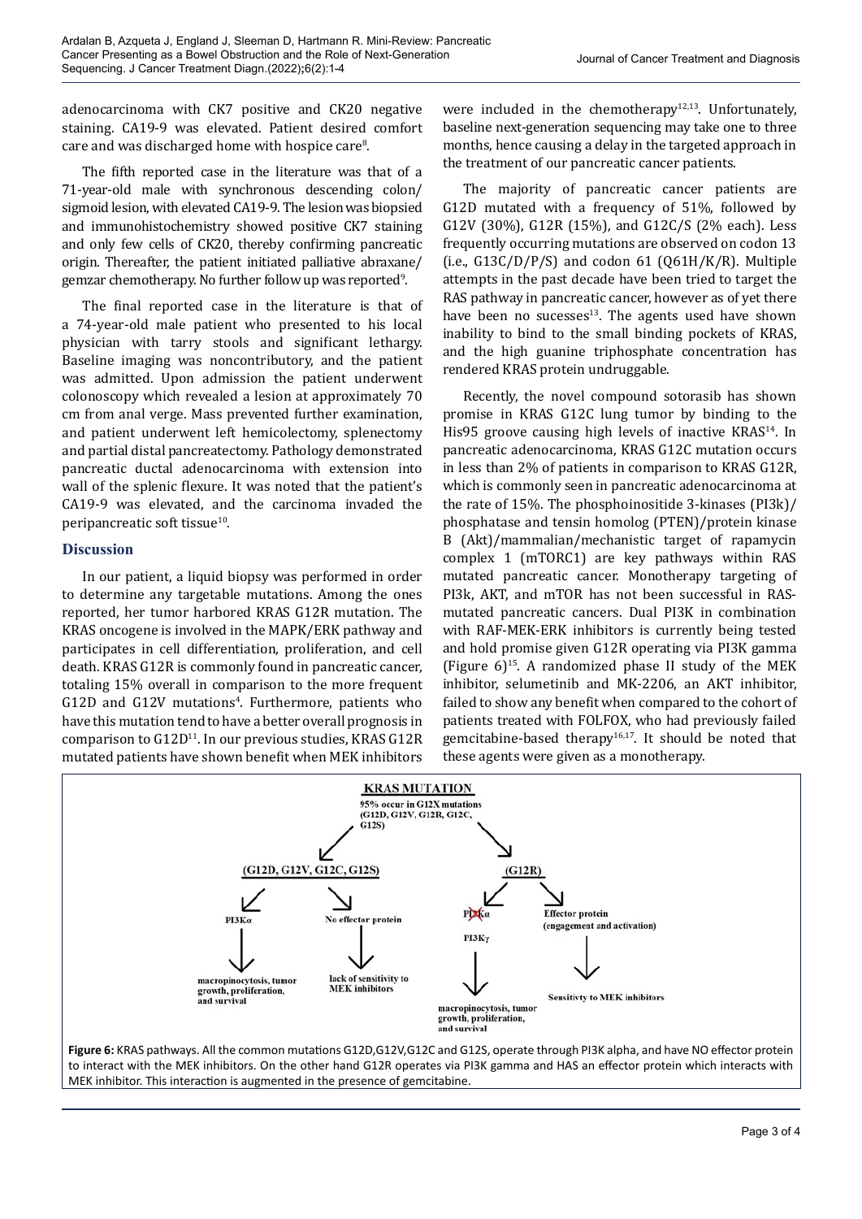adenocarcinoma with CK7 positive and CK20 negative staining. CA19-9 was elevated. Patient desired comfort care and was discharged home with hospice care[8].

The fifth reported case in the literature was that of a 71-year-old male with synchronous descending colon/sigmoid lesion, with elevated CA19-9. The lesion was biopsied and immunohistochemistry showed positive CK7 staining and only few cells of CK20, thereby confirming pancreatic origin. Thereafter, the patient initiated palliative abraxane/gemzar chemotherapy. No further follow up was reported[9].

The final reported case in the literature is that of a 74-year-old male patient who presented to his local physician with tarry stools and significant lethargy. Baseline imaging was noncontributory, and the patient was admitted. Upon admission the patient underwent colonoscopy which revealed a lesion at approximately 70 cm from anal verge. Mass prevented further examination, and patient underwent left hemicolectomy, splenectomy and partial distal pancreatectomy. Pathology demonstrated pancreatic ductal adenocarcinoma with extension into wall of the splenic flexure. It was noted that the patient's CA19-9 was elevated, and the carcinoma invaded the peripancreatic soft tissue[10].

## Discussion

In our patient, a liquid biopsy was performed in order to determine any targetable mutations. Among the ones reported, her tumor harbored KRAS G12R mutation. The KRAS oncogene is involved in the MAPK/ERK pathway and participates in cell differentiation, proliferation, and cell death. KRAS G12R is commonly found in pancreatic cancer, totaling 15% overall in comparison to the more frequent G12D and G12V mutations[4]. Furthermore, patients who have this mutation tend to have a better overall prognosis in comparison to G12D[11]. In our previous studies, KRAS G12R mutated patients have shown benefit when MEK inhibitors were included in the chemotherapy[12,13]. Unfortunately, baseline next-generation sequencing may take one to three months, hence causing a delay in the targeted approach in the treatment of our pancreatic cancer patients.

The majority of pancreatic cancer patients are G12D mutated with a frequency of 51%, followed by G12V (30%), G12R (15%), and G12C/S (2% each). Less frequently occurring mutations are observed on codon 13 (i.e., G13C/D/P/S) and codon 61 (Q61H/K/R). Multiple attempts in the past decade have been tried to target the RAS pathway in pancreatic cancer, however as of yet there have been no sucesses[13]. The agents used have shown inability to bind to the small binding pockets of KRAS, and the high guanine triphosphate concentration has rendered KRAS protein undruggable.

Recently, the novel compound sotorasib has shown promise in KRAS G12C lung tumor by binding to the His95 groove causing high levels of inactive KRAS[14]. In pancreatic adenocarcinoma, KRAS G12C mutation occurs in less than 2% of patients in comparison to KRAS G12R, which is commonly seen in pancreatic adenocarcinoma at the rate of 15%. The phosphoinositide 3-kinases (PI3k)/phosphatase and tensin homolog (PTEN)/protein kinase B (Akt)/mammalian/mechanistic target of rapamycin complex 1 (mTORC1) are key pathways within RAS mutated pancreatic cancer. Monotherapy targeting of PI3k, AKT, and mTOR has not been successful in RAS-mutated pancreatic cancers. Dual PI3K in combination with RAF-MEK-ERK inhibitors is currently being tested and hold promise given G12R operating via PI3K gamma (Figure 6)[15]. A randomized phase II study of the MEK inhibitor, selumetinib and MK-2206, an AKT inhibitor, failed to show any benefit when compared to the cohort of patients treated with FOLFOX, who had previously failed gemcitabine-based therapy[16,17]. It should be noted that these agents were given as a monotherapy.

**Figure 6:** KRAS pathways. All the common mutations G12D,G12V,G12C and G12S, operate through PI3K alpha, and have NO effector protein to interact with the MEK inhibitors. On the other hand G12R operates via PI3K gamma and HAS an effector protein which interacts with MEK inhibitor. This interaction is augmented in the presence of gemcitabine.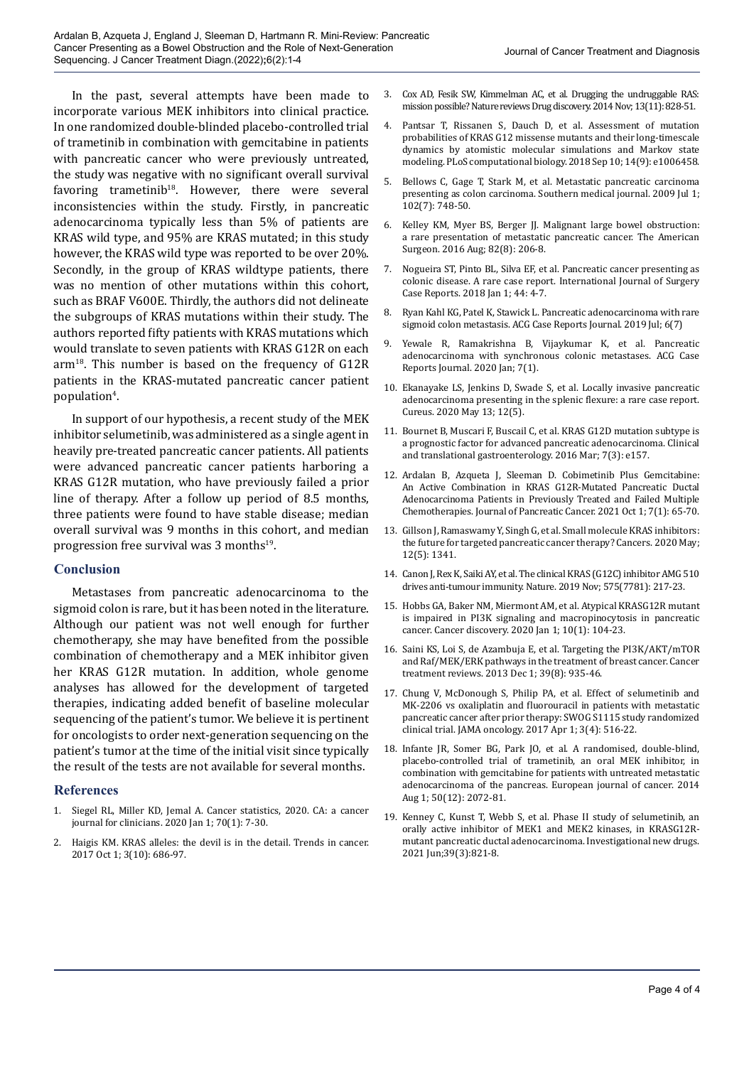In the past, several attempts have been made to incorporate various MEK inhibitors into clinical practice. In one randomized double-blinded placebo-controlled trial of trametinib in combination with gemcitabine in patients with pancreatic cancer who were previously untreated, the study was negative with no significant overall survival favoring trametinib[18]. However, there were several inconsistencies within the study. Firstly, in pancreatic adenocarcinoma typically less than 5% of patients are KRAS wild type, and 95% are KRAS mutated; in this study however, the KRAS wild type was reported to be over 20%. Secondly, in the group of KRAS wildtype patients, there was no mention of other mutations within this cohort, such as BRAF V600E. Thirdly, the authors did not delineate the subgroups of KRAS mutations within their study. The authors reported fifty patients with KRAS mutations which would translate to seven patients with KRAS G12R on each arm[18]. This number is based on the frequency of G12R patients in the KRAS-mutated pancreatic cancer patient population[4].

In support of our hypothesis, a recent study of the MEK inhibitor selumetinib, was administered as a single agent in heavily pre-treated pancreatic cancer patients. All patients were advanced pancreatic cancer patients harboring a KRAS G12R mutation, who have previously failed a prior line of therapy. After a follow up period of 8.5 months, three patients were found to have stable disease; median overall survival was 9 months in this cohort, and median progression free survival was 3 months[19].

## Conclusion

Metastases from pancreatic adenocarcinoma to the sigmoid colon is rare, but it has been noted in the literature. Although our patient was not well enough for further chemotherapy, she may have benefited from the possible combination of chemotherapy and a MEK inhibitor given her KRAS G12R mutation. In addition, whole genome analyses has allowed for the development of targeted therapies, indicating added benefit of baseline molecular sequencing of the patient's tumor. We believe it is pertinent for oncologists to order next-generation sequencing on the patient's tumor at the time of the initial visit since typically the result of the tests are not available for several months.

## References

1. Siegel RL, Miller KD, Jemal A. Cancer statistics, 2020. CA: a cancer journal for clinicians. 2020 Jan 1; 70(1): 7-30.
2. Haigis KM. KRAS alleles: the devil is in the detail. Trends in cancer. 2017 Oct 1; 3(10): 686-97.
3. Cox AD, Fesik SW, Kimmelman AC, et al. Drugging the undruggable RAS: mission possible? Nature reviews Drug discovery. 2014 Nov; 13(11): 828-51.
4. Pantsar T, Rissanen S, Dauch D, et al. Assessment of mutation probabilities of KRAS G12 missense mutants and their long-timescale dynamics by atomistic molecular simulations and Markov state modeling. PLoS computational biology. 2018 Sep 10; 14(9): e1006458.
5. Bellows C, Gage T, Stark M, et al. Metastatic pancreatic carcinoma presenting as colon carcinoma. Southern medical journal. 2009 Jul 1; 102(7): 748-50.
6. Kelley KM, Myer BS, Berger JJ. Malignant large bowel obstruction: a rare presentation of metastatic pancreatic cancer. The American Surgeon. 2016 Aug; 82(8): 206-8.
7. Nogueira ST, Pinto BL, Silva EF, et al. Pancreatic cancer presenting as colonic disease. A rare case report. International Journal of Surgery Case Reports. 2018 Jan 1; 44: 4-7.
8. Ryan Kahl KG, Patel K, Stawick L. Pancreatic adenocarcinoma with rare sigmoid colon metastasis. ACG Case Reports Journal. 2019 Jul; 6(7)
9. Yewale R, Ramakrishna B, Vijaykumar K, et al. Pancreatic adenocarcinoma with synchronous colonic metastases. ACG Case Reports Journal. 2020 Jan; 7(1).
10. Ekanayake LS, Jenkins D, Swade S, et al. Locally invasive pancreatic adenocarcinoma presenting in the splenic flexure: a rare case report. Cureus. 2020 May 13; 12(5).
11. Bournet B, Muscari F, Buscail C, et al. KRAS G12D mutation subtype is a prognostic factor for advanced pancreatic adenocarcinoma. Clinical and translational gastroenterology. 2016 Mar; 7(3): e157.
12. Ardalan B, Azqueta J, Sleeman D. Cobimetinib Plus Gemcitabine: An Active Combination in KRAS G12R-Mutated Pancreatic Ductal Adenocarcinoma Patients in Previously Treated and Failed Multiple Chemotherapies. Journal of Pancreatic Cancer. 2021 Oct 1; 7(1): 65-70.
13. Gillson J, Ramaswamy Y, Singh G, et al. Small molecule KRAS inhibitors: the future for targeted pancreatic cancer therapy? Cancers. 2020 May; 12(5): 1341.
14. Canon J, Rex K, Saiki AY, et al. The clinical KRAS (G12C) inhibitor AMG 510 drives anti-tumour immunity. Nature. 2019 Nov; 575(7781): 217-23.
15. Hobbs GA, Baker NM, Miermont AM, et al. Atypical KRASG12R mutant is impaired in PI3K signaling and macropinocytosis in pancreatic cancer. Cancer discovery. 2020 Jan 1; 10(1): 104-23.
16. Saini KS, Loi S, de Azambuja E, et al. Targeting the PI3K/AKT/mTOR and Raf/MEK/ERK pathways in the treatment of breast cancer. Cancer treatment reviews. 2013 Dec 1; 39(8): 935-46.
17. Chung V, McDonough S, Philip PA, et al. Effect of selumetinib and MK-2206 vs oxaliplatin and fluorouracil in patients with metastatic pancreatic cancer after prior therapy: SWOG S1115 study randomized clinical trial. JAMA oncology. 2017 Apr 1; 3(4): 516-22.
18. Infante JR, Somer BG, Park JO, et al. A randomised, double-blind, placebo-controlled trial of trametinib, an oral MEK inhibitor, in combination with gemcitabine for patients with untreated metastatic adenocarcinoma of the pancreas. European journal of cancer. 2014 Aug 1; 50(12): 2072-81.
19. Kenney C, Kunst T, Webb S, et al. Phase II study of selumetinib, an orally active inhibitor of MEK1 and MEK2 kinases, in KRASG12R-mutant pancreatic ductal adenocarcinoma. Investigational new drugs. 2021 Jun;39(3):821-8.